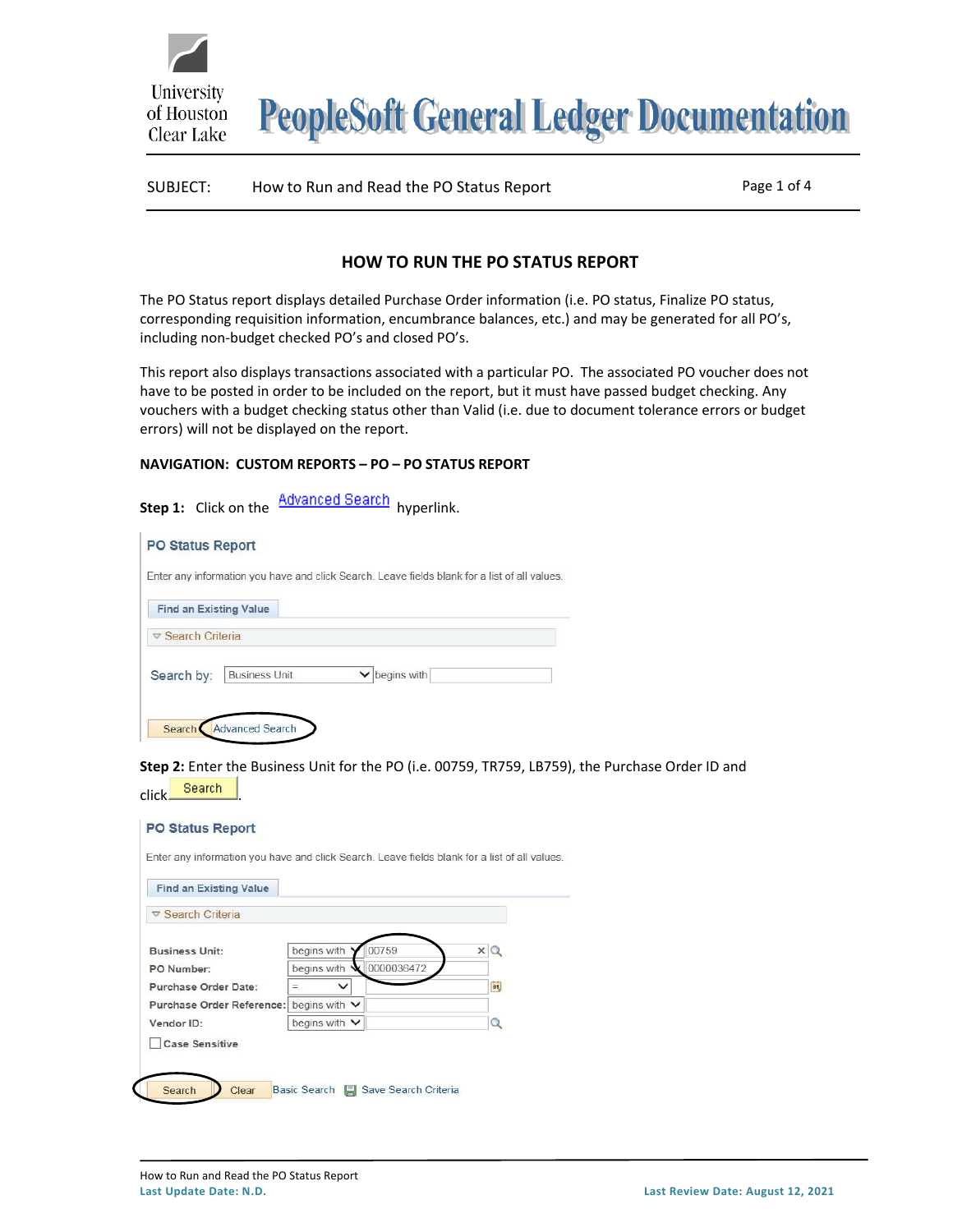# PeopleSoft General Ledger Documentation

SUBJECT: How to Run and Read the PO Status Report

## HOW TO RUN THE PO STATUS REPORT

The PO Status report displays detailed Purchase Order information (i.e. PO status, Finalize PO status, corresponding requisition information, encumbrance balances, etc.) and may be generated for all PO's, including non-budget checked PO's and closed PO's.

This report also displays transactions associated with a particular PO. The associated PO voucher does not have to be posted in order to be included on the report, but it must have passed budget checking. Any vouchers with a budget checking status other than Valid (i.e. due to document tolerance errors or budget errors) will not be displayed on the report.

**NAVIGATION: CUSTOM REPORTS – PO – PO STATUS REPORT**

**Step 1:** Click on the Advanced Search hyperlink.

PO Status Report

Enter any information you have and click Search. Leave fields blank for a list of all values.

Find an Existing Value

Search Criteria

Search by: Business Unit begins with

Search Advanced Search

**Step 2:** Enter the Business Unit for the PO (i.e. 00759, TR759, LB759), the Purchase Order ID and click Search.

PO Status Report

Enter any information you have and click Search. Leave fields blank for a list of all values.

Find an Existing Value

Search Criteria

| Field | Operator | Value |
|---|---|---|
| Business Unit: | begins with | 00759 |
| PO Number: | begins with | 0000036472 |
| Purchase Order Date: | = | |
| Purchase Order Reference: | begins with | |
| Vendor ID: | begins with | |

Case Sensitive

Search Clear Basic Search Save Search Criteria

How to Run and Read the PO Status Report
Last Update Date: N.D. Last Review Date: August 12, 2021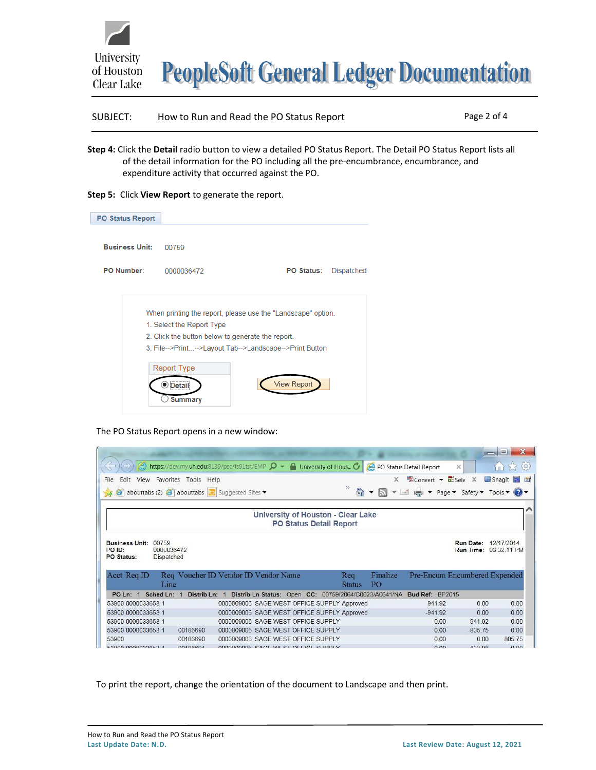**Step 4:** Click the **Detail** radio button to view a detailed PO Status Report. The Detail PO Status Report lists all of the detail information for the PO including all the pre-encumbrance, encumbrance, and expenditure activity that occurred against the PO.

**Step 5:** Click **View Report** to generate the report.

PO Status Report

Business Unit: 00759

PO Number: 0000036472 PO Status: Dispatched

When printing the report, please use the "Landscape" option.

1. Select the Report Type
2. Click the button below to generate the report.
3. File-->Print...-->Layout Tab-->Landscape-->Print Button

Report Type

- Detail
- Summary

View Report

The PO Status Report opens in a new window:

University of Houston - Clear Lake
PO Status Detail Report

Business Unit: 00759
PO ID: 0000036472
PO Status: Dispatched

Run Date: 12/17/2014
Run Time: 03:32:11 PM

| Acct | Req ID | Req Line | Voucher ID | Vendor ID | Vendor Name | Req Status | Finalize PO | Pre-Encum | Encumbered | Expended |
|---|---|---|---|---|---|---|---|---|---|---|
| PO Ln: 1 Sched Ln: 1 Distrib Ln: 1 Distrib Ln Status: Open CC: 00759/2064/C0023/A0641/NA Bud Ref: BP2015 | | | | | | | | | | |
| 53900 | 0000033653 | 1 | | 0000009006 | SAGE WEST OFFICE SUPPLY | Approved | | 941.92 | 0.00 | 0.00 |
| 53900 | 0000033653 | 1 | | 0000009006 | SAGE WEST OFFICE SUPPLY | Approved | | -941.92 | 0.00 | 0.00 |
| 53900 | 0000033653 | 1 | | 0000009006 | SAGE WEST OFFICE SUPPLY | | | 0.00 | 941.92 | 0.00 |
| 53900 | 0000033653 | 1 | 00186890 | 0000009006 | SAGE WEST OFFICE SUPPLY | | | 0.00 | -805.75 | 0.00 |
| 53900 | | | 00186890 | 0000009006 | SAGE WEST OFFICE SUPPLY | | | 0.00 | 0.00 | 805.75 |

To print the report, change the orientation of the document to Landscape and then print.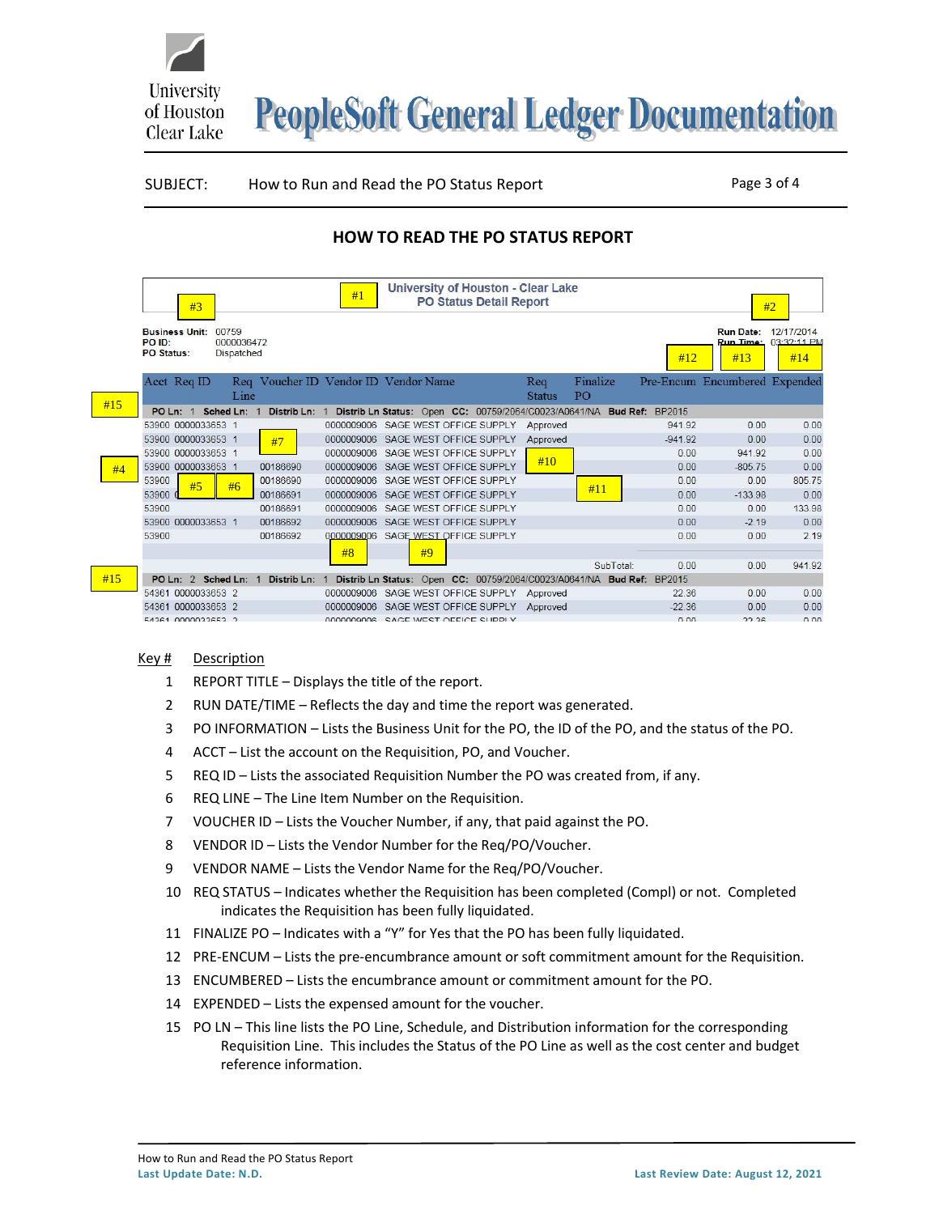## HOW TO READ THE PO STATUS REPORT

**University of Houston - Clear Lake**
**PO Status Detail Report**

**Business Unit:** 00759
**PO ID:** 0000036472
**PO Status:** Dispatched

**Run Date:** 12/17/2014
**Run Time:** 03:32:11 PM

| Acct | Req ID | Req Line | Voucher ID | Vendor ID | Vendor Name | Req Status | Finalize PO | Pre-Encum | Encumbered | Expended |
|---|---|---|---|---|---|---|---|---|---|---|
| **PO Ln:** 1 **Sched Ln:** 1 **Distrib Ln:** 1 **Distrib Ln Status:** Open **CC:** 00759/2064/C0023/A0641/NA **Bud Ref:** BP2015 | | | | | | | | | | |
| 53900 | 0000033653 | 1 | | 0000009006 | SAGE WEST OFFICE SUPPLY | Approved | | 941.92 | 0.00 | 0.00 |
| 53900 | 0000033653 | 1 | | 0000009006 | SAGE WEST OFFICE SUPPLY | Approved | | -941.92 | 0.00 | 0.00 |
| 53900 | 0000033653 | 1 | | 0000009006 | SAGE WEST OFFICE SUPPLY | | | 0.00 | 941.92 | 0.00 |
| 53900 | 0000033653 | 1 | 00186690 | 0000009006 | SAGE WEST OFFICE SUPPLY | | | 0.00 | -805.75 | 0.00 |
| 53900 | | | 00186690 | 0000009006 | SAGE WEST OFFICE SUPPLY | | | 0.00 | 0.00 | 805.75 |
| 53900 | 0 | | 00186691 | 0000009006 | SAGE WEST OFFICE SUPPLY | | | 0.00 | -133.98 | 0.00 |
| 53900 | | | 00186691 | 0000009006 | SAGE WEST OFFICE SUPPLY | | | 0.00 | 0.00 | 133.98 |
| 53900 | 0000033653 | 1 | 00186692 | 0000009006 | SAGE WEST OFFICE SUPPLY | | | 0.00 | -2.19 | 0.00 |
| 53900 | | | 00186692 | 0000009006 | SAGE WEST OFFICE SUPPLY | | | 0.00 | 0.00 | 2.19 |
| | | | | | | | SubTotal: | 0.00 | 0.00 | 941.92 |
| **PO Ln:** 2 **Sched Ln:** 1 **Distrib Ln:** 1 **Distrib Ln Status:** Open **CC:** 00759/2064/C0023/A0641/NA **Bud Ref:** BP2015 | | | | | | | | | | |
| 54361 | 0000033653 | 2 | | 0000009006 | SAGE WEST OFFICE SUPPLY | Approved | | 22.36 | 0.00 | 0.00 |
| 54361 | 0000033653 | 2 | | 0000009006 | SAGE WEST OFFICE SUPPLY | Approved | | -22.36 | 0.00 | 0.00 |
| 54361 | 0000033653 | 2 | | 0000009006 | SAGE WEST OFFICE SUPPLY | | | 0.00 | 22.36 | 0.00 |

| Key # | Description |
|---|---|
| 1 | REPORT TITLE – Displays the title of the report. |
| 2 | RUN DATE/TIME – Reflects the day and time the report was generated. |
| 3 | PO INFORMATION – Lists the Business Unit for the PO, the ID of the PO, and the status of the PO. |
| 4 | ACCT – List the account on the Requisition, PO, and Voucher. |
| 5 | REQ ID – Lists the associated Requisition Number the PO was created from, if any. |
| 6 | REQ LINE – The Line Item Number on the Requisition. |
| 7 | VOUCHER ID – Lists the Voucher Number, if any, that paid against the PO. |
| 8 | VENDOR ID – Lists the Vendor Number for the Req/PO/Voucher. |
| 9 | VENDOR NAME – Lists the Vendor Name for the Req/PO/Voucher. |
| 10 | REQ STATUS – Indicates whether the Requisition has been completed (Compl) or not. Completed indicates the Requisition has been fully liquidated. |
| 11 | FINALIZE PO – Indicates with a "Y" for Yes that the PO has been fully liquidated. |
| 12 | PRE-ENCUM – Lists the pre-encumbrance amount or soft commitment amount for the Requisition. |
| 13 | ENCUMBERED – Lists the encumbrance amount or commitment amount for the PO. |
| 14 | EXPENDED – Lists the expensed amount for the voucher. |
| 15 | PO LN – This line lists the PO Line, Schedule, and Distribution information for the corresponding Requisition Line. This includes the Status of the PO Line as well as the cost center and budget reference information. |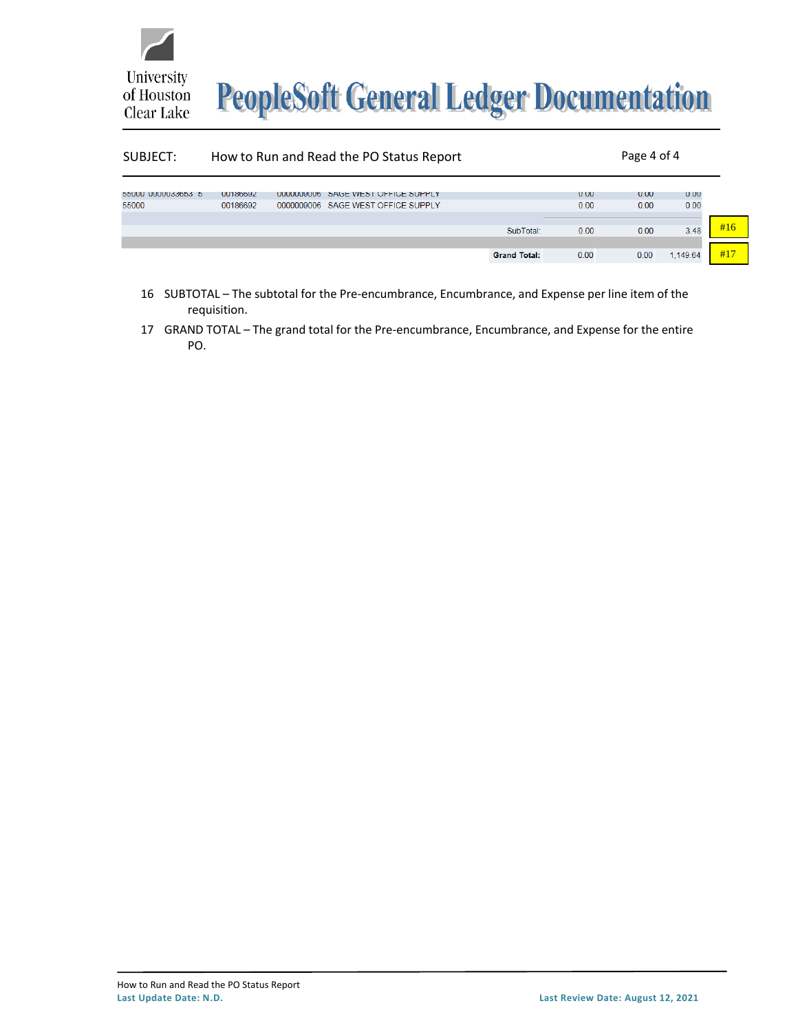SUBJECT: How to Run and Read the PO Status Report

| | | | | | | | |
|---|---|---|---|---|---|---|---|
| 55000 0000033653 5 | 00186692 | 0000009006 | SAGE WEST OFFICE SUPPLY | 0.00 | 0.00 | 0.00 | |
| 55000 | 00186692 | 0000009006 | SAGE WEST OFFICE SUPPLY | 0.00 | 0.00 | 0.00 | |
| | | | SubTotal: | 0.00 | 0.00 | 3.48 | #16 |
| | | | **Grand Total:** | 0.00 | 0.00 | 1,149.64 | #17 |

16 SUBTOTAL – The subtotal for the Pre-encumbrance, Encumbrance, and Expense per line item of the requisition.

17 GRAND TOTAL – The grand total for the Pre-encumbrance, Encumbrance, and Expense for the entire PO.